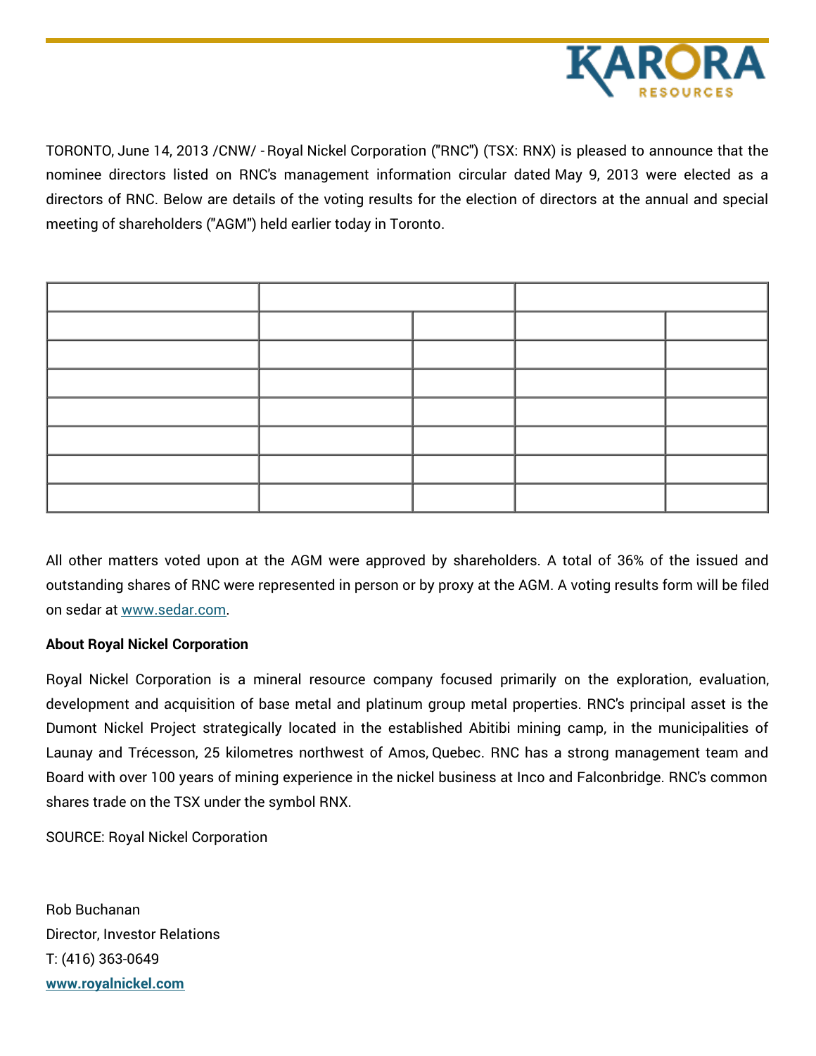TORONTO, June 14, 2013 /CNW/ - Royal Nickel Corporation ("RNC") (TSX: RNX) is pleased to announce that the nominee directors listed on RNC's management information circular dated May 9, 2013 were elected as a directors of RNC. Below are details of the voting results for the election of directors at the annual and special meeting of shareholders ("AGM") held earlier today in Toronto.

| | | | | |
|---|---|---|---|---|
| | | | | |
| | | | | |
| | | | | |
| | | | | |
| | | | | |
| | | | | |
| | | | | |

All other matters voted upon at the AGM were approved by shareholders. A total of 36% of the issued and outstanding shares of RNC were represented in person or by proxy at the AGM. A voting results form will be filed on sedar at www.sedar.com.

**About Royal Nickel Corporation**

Royal Nickel Corporation is a mineral resource company focused primarily on the exploration, evaluation, development and acquisition of base metal and platinum group metal properties. RNC's principal asset is the Dumont Nickel Project strategically located in the established Abitibi mining camp, in the municipalities of Launay and Trécesson, 25 kilometres northwest of Amos, Quebec. RNC has a strong management team and Board with over 100 years of mining experience in the nickel business at Inco and Falconbridge. RNC's common shares trade on the TSX under the symbol RNX.

SOURCE: Royal Nickel Corporation

Rob Buchanan
Director, Investor Relations
T: (416) 363-0649
**www.royalnickel.com**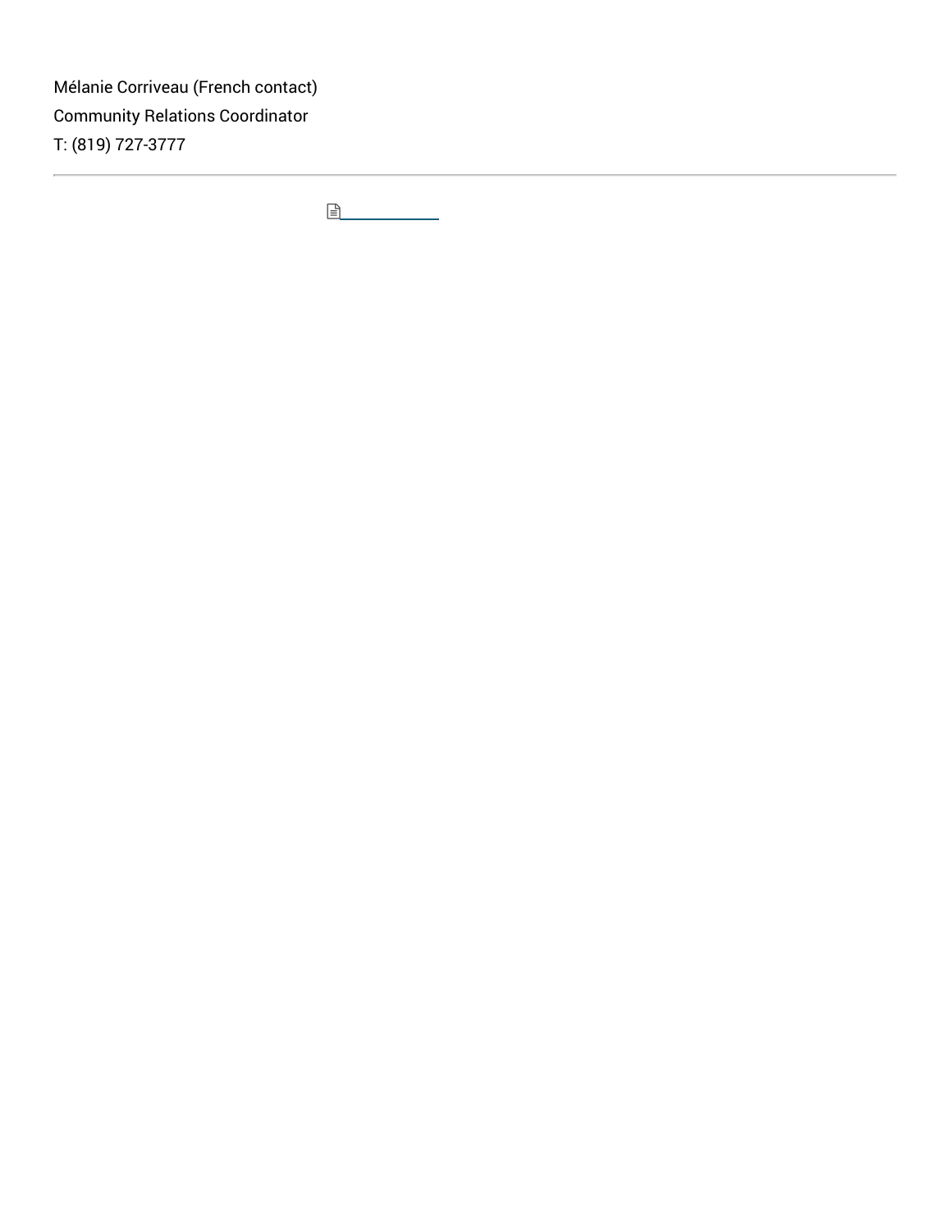Mélanie Corriveau (French contact)
Community Relations Coordinator
T: (819) 727-3777

---